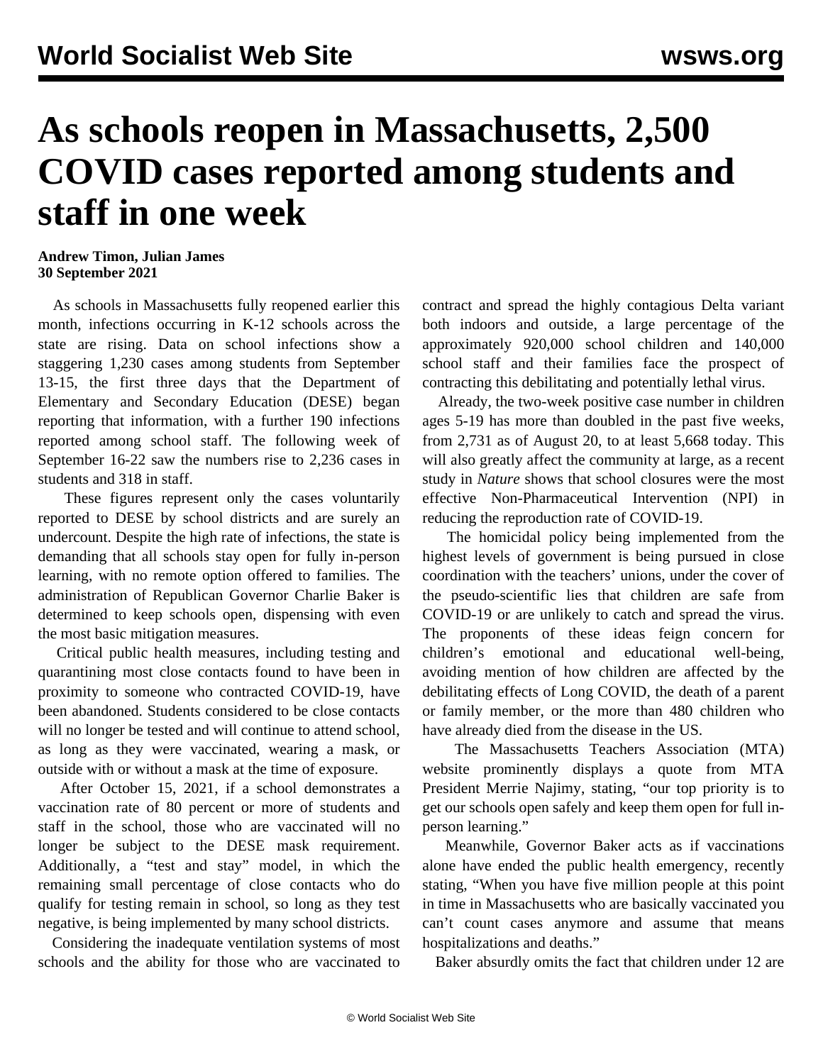# As schools reopen in Massachusetts, 2,500 COVID cases reported among students and staff in one week

**Andrew Timon, Julian James**
**30 September 2021**

As schools in Massachusetts fully reopened earlier this month, infections occurring in K-12 schools across the state are rising. Data on school infections show a staggering 1,230 cases among students from September 13-15, the first three days that the Department of Elementary and Secondary Education (DESE) began reporting that information, with a further 190 infections reported among school staff. The following week of September 16-22 saw the numbers rise to 2,236 cases in students and 318 in staff.

These figures represent only the cases voluntarily reported to DESE by school districts and are surely an undercount. Despite the high rate of infections, the state is demanding that all schools stay open for fully in-person learning, with no remote option offered to families. The administration of Republican Governor Charlie Baker is determined to keep schools open, dispensing with even the most basic mitigation measures.

Critical public health measures, including testing and quarantining most close contacts found to have been in proximity to someone who contracted COVID-19, have been abandoned. Students considered to be close contacts will no longer be tested and will continue to attend school, as long as they were vaccinated, wearing a mask, or outside with or without a mask at the time of exposure.

After October 15, 2021, if a school demonstrates a vaccination rate of 80 percent or more of students and staff in the school, those who are vaccinated will no longer be subject to the DESE mask requirement. Additionally, a "test and stay" model, in which the remaining small percentage of close contacts who do qualify for testing remain in school, so long as they test negative, is being implemented by many school districts.

Considering the inadequate ventilation systems of most schools and the ability for those who are vaccinated to contract and spread the highly contagious Delta variant both indoors and outside, a large percentage of the approximately 920,000 school children and 140,000 school staff and their families face the prospect of contracting this debilitating and potentially lethal virus.

Already, the two-week positive case number in children ages 5-19 has more than doubled in the past five weeks, from 2,731 as of August 20, to at least 5,668 today. This will also greatly affect the community at large, as a recent study in *Nature* shows that school closures were the most effective Non-Pharmaceutical Intervention (NPI) in reducing the reproduction rate of COVID-19.

The homicidal policy being implemented from the highest levels of government is being pursued in close coordination with the teachers' unions, under the cover of the pseudo-scientific lies that children are safe from COVID-19 or are unlikely to catch and spread the virus. The proponents of these ideas feign concern for children's emotional and educational well-being, avoiding mention of how children are affected by the debilitating effects of Long COVID, the death of a parent or family member, or the more than 480 children who have already died from the disease in the US.

The Massachusetts Teachers Association (MTA) website prominently displays a quote from MTA President Merrie Najimy, stating, "our top priority is to get our schools open safely and keep them open for full in-person learning."

Meanwhile, Governor Baker acts as if vaccinations alone have ended the public health emergency, recently stating, "When you have five million people at this point in time in Massachusetts who are basically vaccinated you can't count cases anymore and assume that means hospitalizations and deaths."

Baker absurdly omits the fact that children under 12 are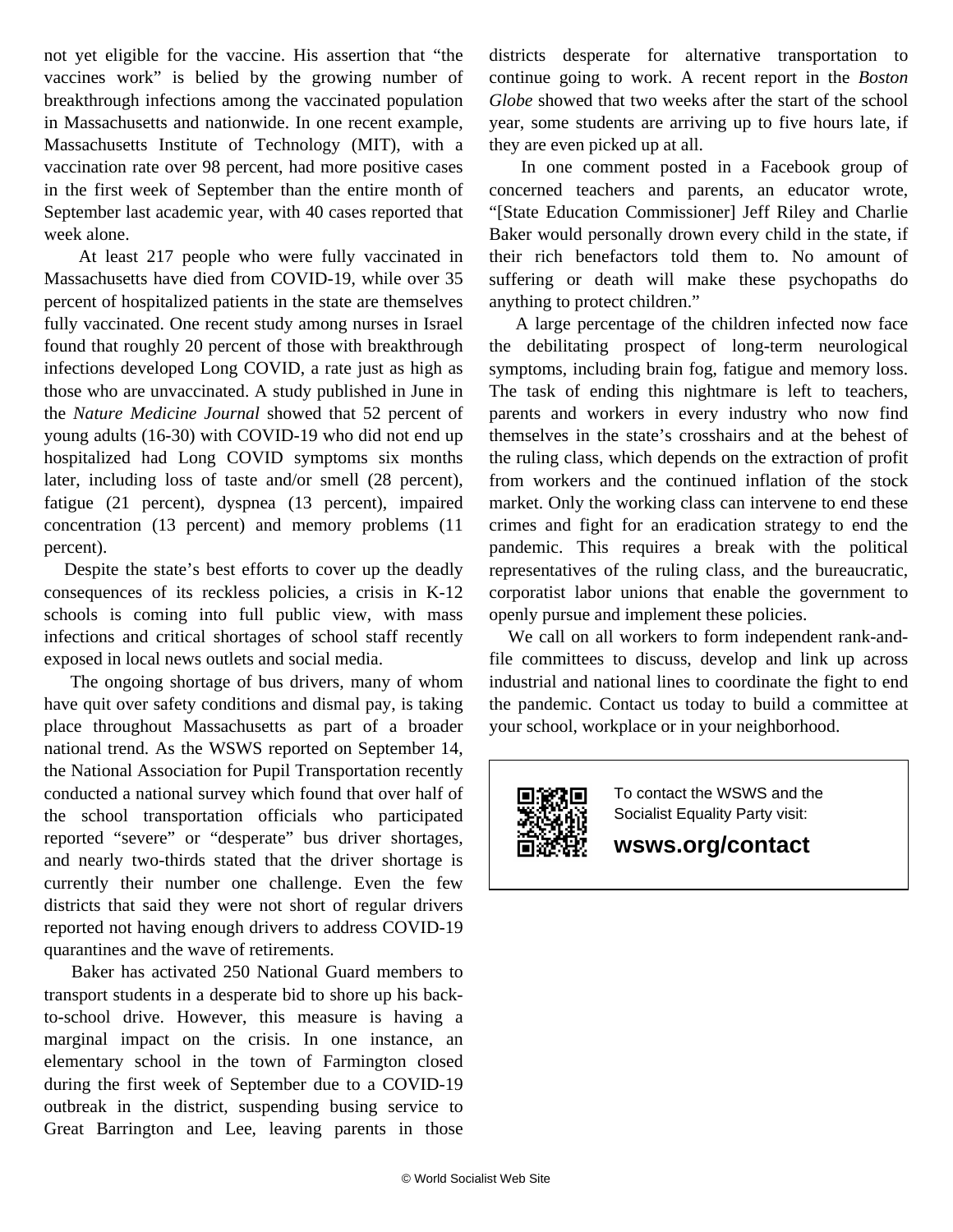not yet eligible for the vaccine. His assertion that "the vaccines work" is belied by the growing number of breakthrough infections among the vaccinated population in Massachusetts and nationwide. In one recent example, Massachusetts Institute of Technology (MIT), with a vaccination rate over 98 percent, had more positive cases in the first week of September than the entire month of September last academic year, with 40 cases reported that week alone.

At least 217 people who were fully vaccinated in Massachusetts have died from COVID-19, while over 35 percent of hospitalized patients in the state are themselves fully vaccinated. One recent study among nurses in Israel found that roughly 20 percent of those with breakthrough infections developed Long COVID, a rate just as high as those who are unvaccinated. A study published in June in the *Nature Medicine Journal* showed that 52 percent of young adults (16-30) with COVID-19 who did not end up hospitalized had Long COVID symptoms six months later, including loss of taste and/or smell (28 percent), fatigue (21 percent), dyspnea (13 percent), impaired concentration (13 percent) and memory problems (11 percent).

Despite the state's best efforts to cover up the deadly consequences of its reckless policies, a crisis in K-12 schools is coming into full public view, with mass infections and critical shortages of school staff recently exposed in local news outlets and social media.

The ongoing shortage of bus drivers, many of whom have quit over safety conditions and dismal pay, is taking place throughout Massachusetts as part of a broader national trend. As the WSWS reported on September 14, the National Association for Pupil Transportation recently conducted a national survey which found that over half of the school transportation officials who participated reported "severe" or "desperate" bus driver shortages, and nearly two-thirds stated that the driver shortage is currently their number one challenge. Even the few districts that said they were not short of regular drivers reported not having enough drivers to address COVID-19 quarantines and the wave of retirements.

Baker has activated 250 National Guard members to transport students in a desperate bid to shore up his back-to-school drive. However, this measure is having a marginal impact on the crisis. In one instance, an elementary school in the town of Farmington closed during the first week of September due to a COVID-19 outbreak in the district, suspending busing service to Great Barrington and Lee, leaving parents in those districts desperate for alternative transportation to continue going to work. A recent report in the *Boston Globe* showed that two weeks after the start of the school year, some students are arriving up to five hours late, if they are even picked up at all.

In one comment posted in a Facebook group of concerned teachers and parents, an educator wrote, "[State Education Commissioner] Jeff Riley and Charlie Baker would personally drown every child in the state, if their rich benefactors told them to. No amount of suffering or death will make these psychopaths do anything to protect children."

A large percentage of the children infected now face the debilitating prospect of long-term neurological symptoms, including brain fog, fatigue and memory loss. The task of ending this nightmare is left to teachers, parents and workers in every industry who now find themselves in the state's crosshairs and at the behest of the ruling class, which depends on the extraction of profit from workers and the continued inflation of the stock market. Only the working class can intervene to end these crimes and fight for an eradication strategy to end the pandemic. This requires a break with the political representatives of the ruling class, and the bureaucratic, corporatist labor unions that enable the government to openly pursue and implement these policies.

We call on all workers to form independent rank-and-file committees to discuss, develop and link up across industrial and national lines to coordinate the fight to end the pandemic. Contact us today to build a committee at your school, workplace or in your neighborhood.

To contact the WSWS and the Socialist Equality Party visit:

**wsws.org/contact**